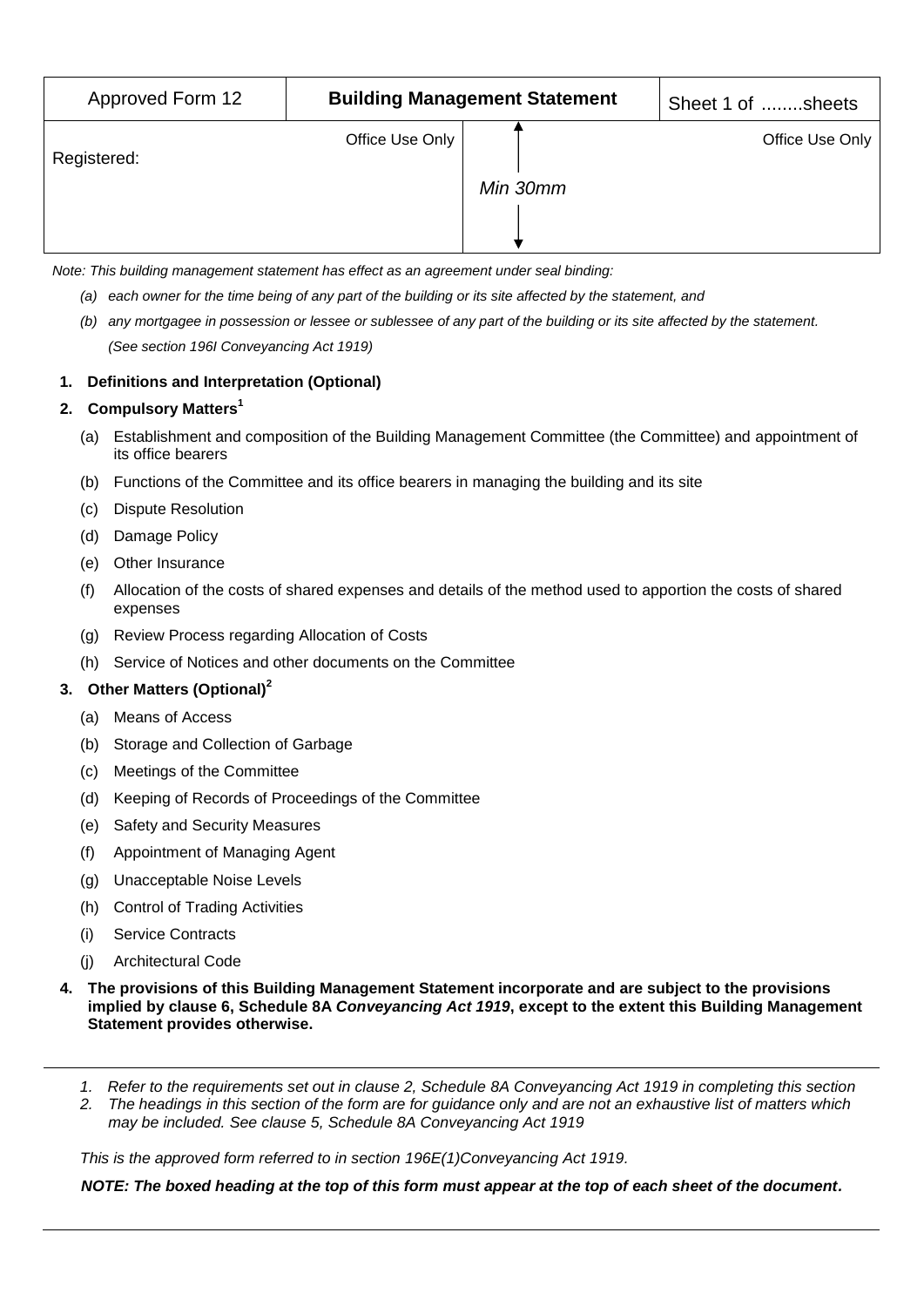| Approved Form 12 | **Building Management Statement** | Sheet 1 of ........sheets |
|---|---|---|
| Registered: Office Use Only | Min 30mm | Office Use Only |

*Note: This building management statement has effect as an agreement under seal binding:*

*(a) each owner for the time being of any part of the building or its site affected by the statement, and*

*(b) any mortgagee in possession or lessee or sublessee of any part of the building or its site affected by the statement.*

*(See section 196I Conveyancing Act 1919)*

**1. Definitions and Interpretation (Optional)**

**2. Compulsory Matters[1]**

(a) Establishment and composition of the Building Management Committee (the Committee) and appointment of its office bearers

(b) Functions of the Committee and its office bearers in managing the building and its site

(c) Dispute Resolution

(d) Damage Policy

(e) Other Insurance

(f) Allocation of the costs of shared expenses and details of the method used to apportion the costs of shared expenses

(g) Review Process regarding Allocation of Costs

(h) Service of Notices and other documents on the Committee

**3. Other Matters (Optional)[2]**

(a) Means of Access

(b) Storage and Collection of Garbage

(c) Meetings of the Committee

(d) Keeping of Records of Proceedings of the Committee

(e) Safety and Security Measures

(f) Appointment of Managing Agent

(g) Unacceptable Noise Levels

(h) Control of Trading Activities

(i) Service Contracts

(j) Architectural Code

**4. The provisions of this Building Management Statement incorporate and are subject to the provisions implied by clause 6, Schedule 8A *Conveyancing Act 1919*, except to the extent this Building Management Statement provides otherwise.**

---

*1. Refer to the requirements set out in clause 2, Schedule 8A Conveyancing Act 1919 in completing this section*

*2. The headings in this section of the form are for guidance only and are not an exhaustive list of matters which may be included. See clause 5, Schedule 8A Conveyancing Act 1919*

*This is the approved form referred to in section 196E(1)Conveyancing Act 1919.*

***NOTE: The boxed heading at the top of this form must appear at the top of each sheet of the document.***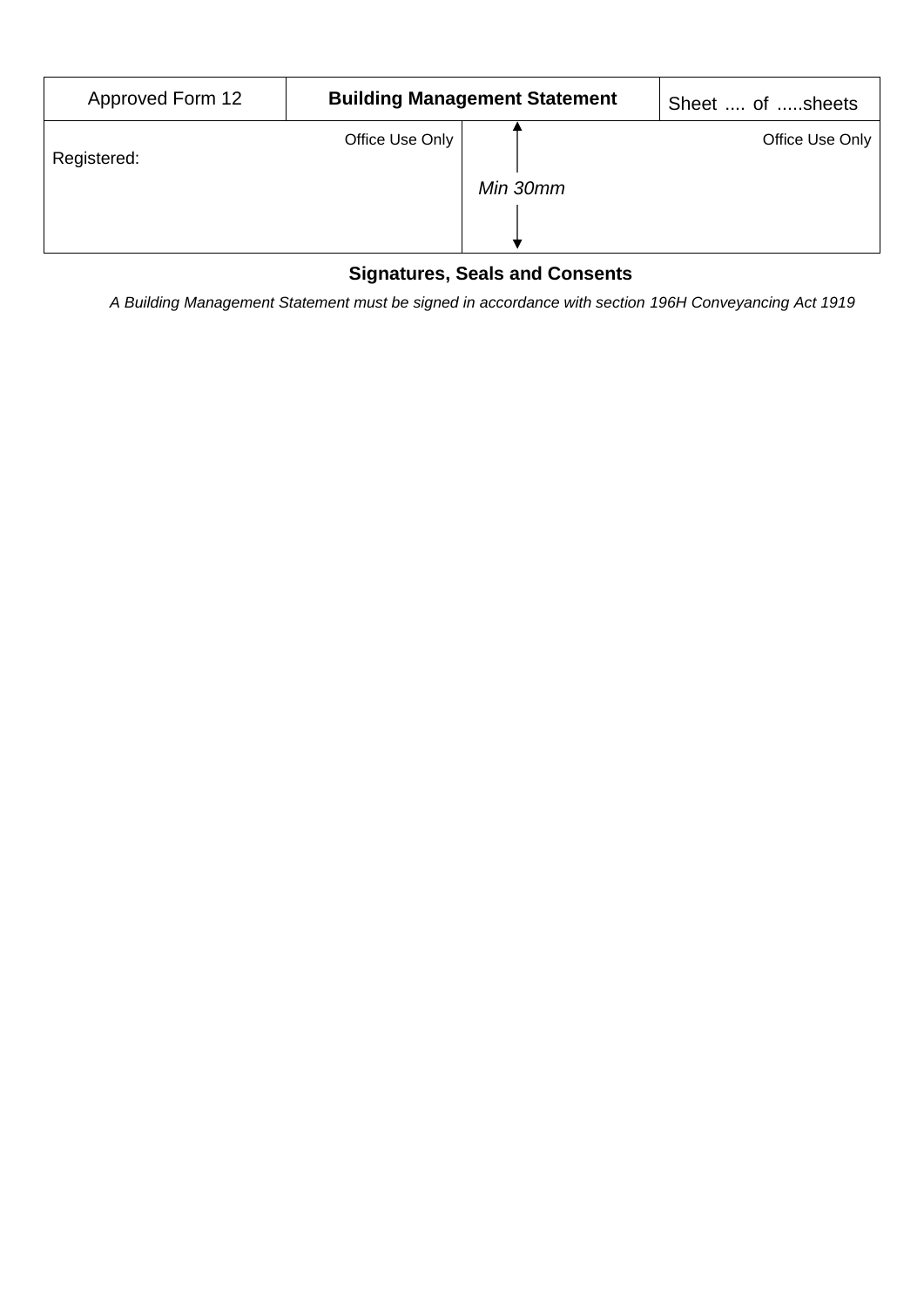| Approved Form 12 | **Building Management Statement** | | Sheet .... of .....sheets |
|---|---|---|---|
| Registered: | Office Use Only | *Min 30mm* | Office Use Only |

**Signatures, Seals and Consents**

*A Building Management Statement must be signed in accordance with section 196H Conveyancing Act 1919*